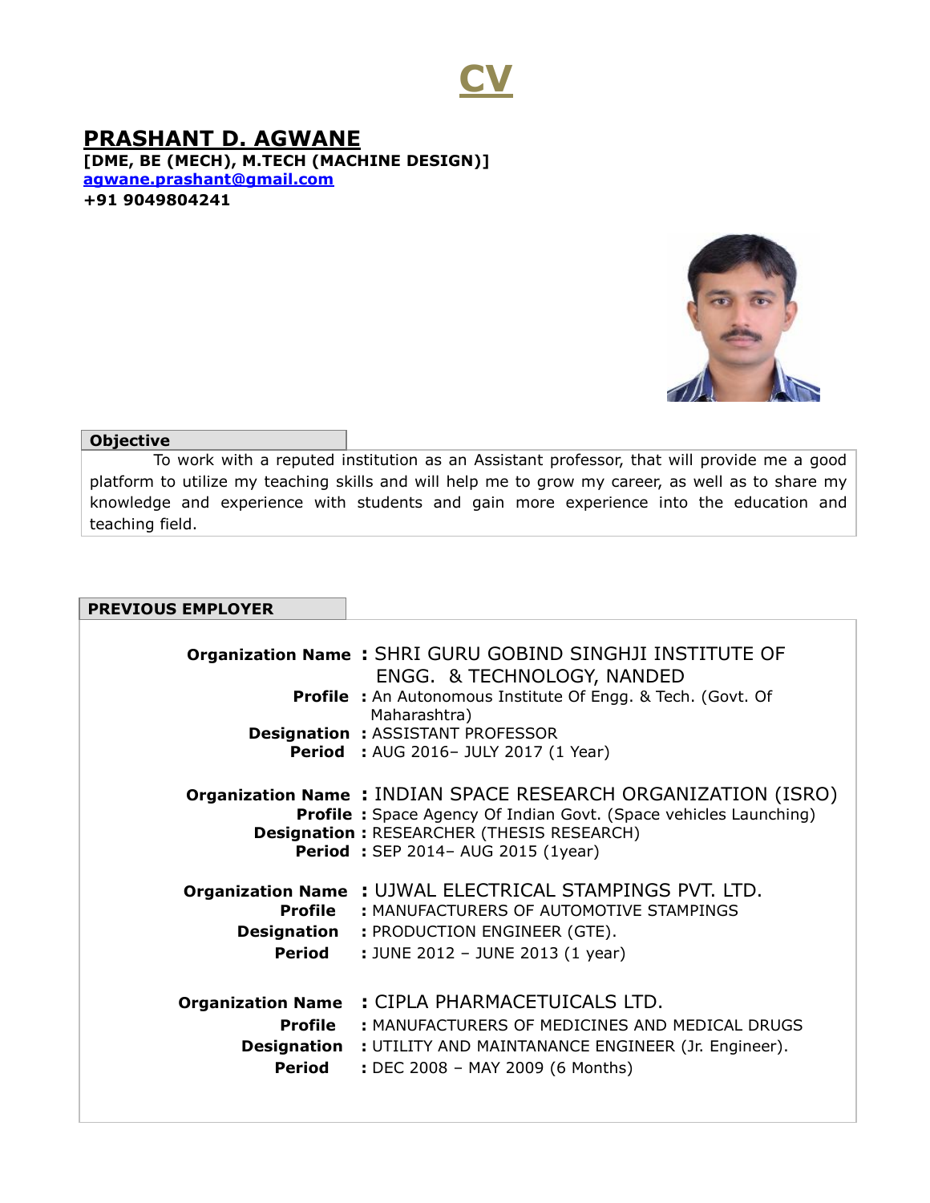# CV

## PRASHANT D. AGWANE

**[DME, BE (MECH), M.TECH (MACHINE DESIGN)]**
**agwane.prashant@gmail.com**
**+91 9049804241**

### Objective

To work with a reputed institution as an Assistant professor, that will provide me a good platform to utilize my teaching skills and will help me to grow my career, as well as to share my knowledge and experience with students and gain more experience into the education and teaching field.

### PREVIOUS EMPLOYER

**Organization Name** : SHRI GURU GOBIND SINGHJI INSTITUTE OF ENGG. & TECHNOLOGY, NANDED
**Profile** : An Autonomous Institute Of Engg. & Tech. (Govt. Of Maharashtra)
**Designation** : ASSISTANT PROFESSOR
**Period** : AUG 2016– JULY 2017 (1 Year)

**Organization Name** : INDIAN SPACE RESEARCH ORGANIZATION (ISRO)
**Profile** : Space Agency Of Indian Govt. (Space vehicles Launching)
**Designation** : RESEARCHER (THESIS RESEARCH)
**Period** : SEP 2014– AUG 2015 (1year)

**Organization Name** : UJWAL ELECTRICAL STAMPINGS PVT. LTD.
**Profile** : MANUFACTURERS OF AUTOMOTIVE STAMPINGS
**Designation** : PRODUCTION ENGINEER (GTE).
**Period** : JUNE 2012 – JUNE 2013 (1 year)

**Organization Name** : CIPLA PHARMACETUICALS LTD.
**Profile** : MANUFACTURERS OF MEDICINES AND MEDICAL DRUGS
**Designation** : UTILITY AND MAINTANANCE ENGINEER (Jr. Engineer).
**Period** : DEC 2008 – MAY 2009 (6 Months)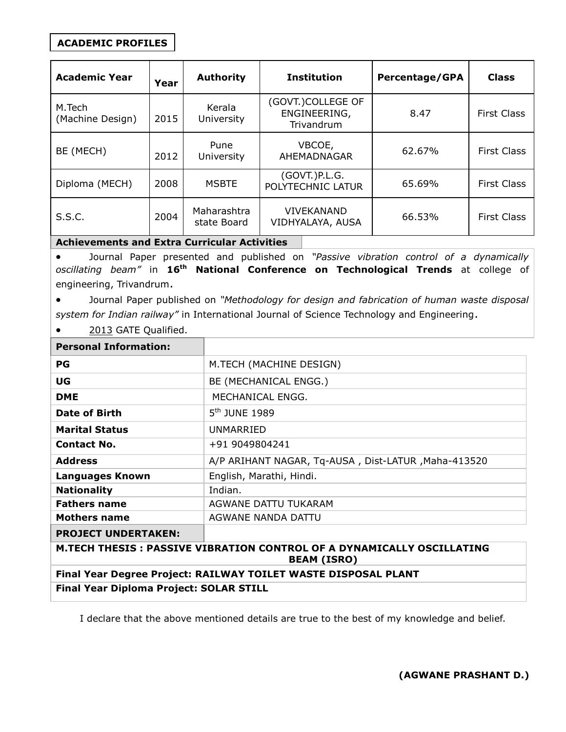## ACADEMIC PROFILES

| Academic Year | Year | Authority | Institution | Percentage/GPA | Class |
|---|---|---|---|---|---|
| M.Tech (Machine Design) | 2015 | Kerala University | (GOVT.)COLLEGE OF ENGINEERING, Trivandrum | 8.47 | First Class |
| BE (MECH) | 2012 | Pune University | VBCOE, AHEMADNAGAR | 62.67% | First Class |
| Diploma (MECH) | 2008 | MSBTE | (GOVT.)P.L.G. POLYTECHNIC LATUR | 65.69% | First Class |
| S.S.C. | 2004 | Maharashtra state Board | VIVEKANAND VIDHYALAYA, AUSA | 66.53% | First Class |

### Achievements and Extra Curricular Activities

- Journal Paper presented and published on *"Passive vibration control of a dynamically oscillating beam"* in **16th National Conference on Technological Trends** at college of engineering, Trivandrum.
- Journal Paper published on *"Methodology for design and fabrication of human waste disposal system for Indian railway"* in International Journal of Science Technology and Engineering.
- 2013 GATE Qualified.

### Personal Information:

| | |
|---|---|
| **PG** | M.TECH (MACHINE DESIGN) |
| **UG** | BE (MECHANICAL ENGG.) |
| **DME** | MECHANICAL ENGG. |
| **Date of Birth** | 5th JUNE 1989 |
| **Marital Status** | UNMARRIED |
| **Contact No.** | +91 9049804241 |
| **Address** | A/P ARIHANT NAGAR, Tq-AUSA , Dist-LATUR ,Maha-413520 |
| **Languages Known** | English, Marathi, Hindi. |
| **Nationality** | Indian. |
| **Fathers name** | AGWANE DATTU TUKARAM |
| **Mothers name** | AGWANE NANDA DATTU |

### PROJECT UNDERTAKEN:

**M.TECH THESIS : PASSIVE VIBRATION CONTROL OF A DYNAMICALLY OSCILLATING BEAM (ISRO)**

**Final Year Degree Project: RAILWAY TOILET WASTE DISPOSAL PLANT**

**Final Year Diploma Project: SOLAR STILL**

I declare that the above mentioned details are true to the best of my knowledge and belief.

**(AGWANE PRASHANT D.)**